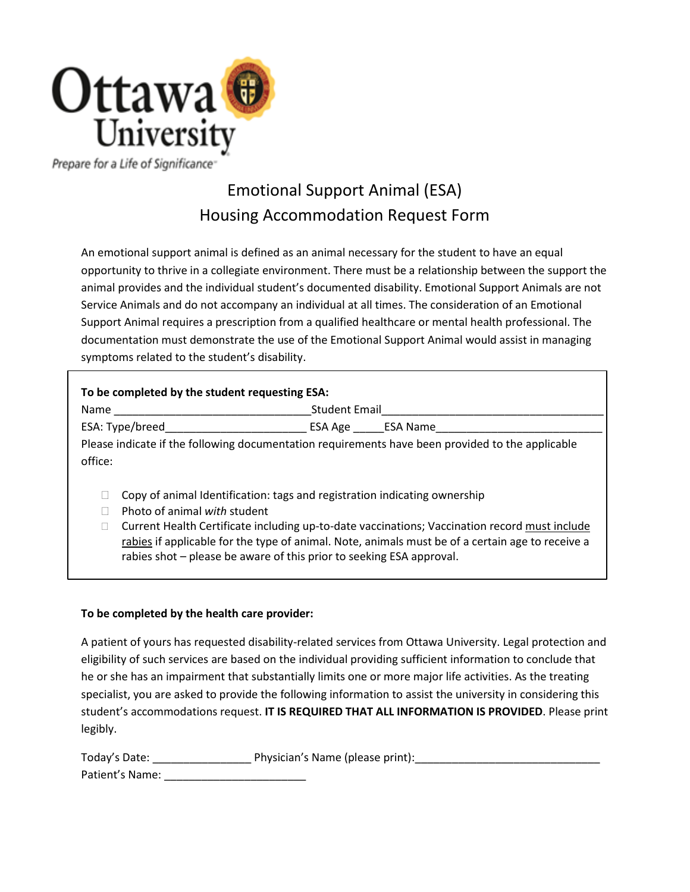Ottawa University

Prepare for a Life of Significance

# Emotional Support Animal (ESA) Housing Accommodation Request Form

An emotional support animal is defined as an animal necessary for the student to have an equal opportunity to thrive in a collegiate environment. There must be a relationship between the support the animal provides and the individual student's documented disability. Emotional Support Animals are not Service Animals and do not accompany an individual at all times. The consideration of an Emotional Support Animal requires a prescription from a qualified healthcare or mental health professional. The documentation must demonstrate the use of the Emotional Support Animal would assist in managing symptoms related to the student's disability.

**To be completed by the student requesting ESA:**

Name ________________________________Student Email____________________________________

ESA: Type/breed______________________ ESA Age _____ESA Name__________________________

Please indicate if the following documentation requirements have been provided to the applicable office:

- ☐ Copy of animal Identification: tags and registration indicating ownership
- ☐ Photo of animal *with* student
- ☐ Current Health Certificate including up-to-date vaccinations; Vaccination record <u>must include rabies</u> if applicable for the type of animal. Note, animals must be of a certain age to receive a rabies shot – please be aware of this prior to seeking ESA approval.

**To be completed by the health care provider:**

A patient of yours has requested disability-related services from Ottawa University. Legal protection and eligibility of such services are based on the individual providing sufficient information to conclude that he or she has an impairment that substantially limits one or more major life activities. As the treating specialist, you are asked to provide the following information to assist the university in considering this student's accommodations request. **IT IS REQUIRED THAT ALL INFORMATION IS PROVIDED**. Please print legibly.

Today's Date: ________________ Physician's Name (please print):______________________________

Patient's Name: _______________________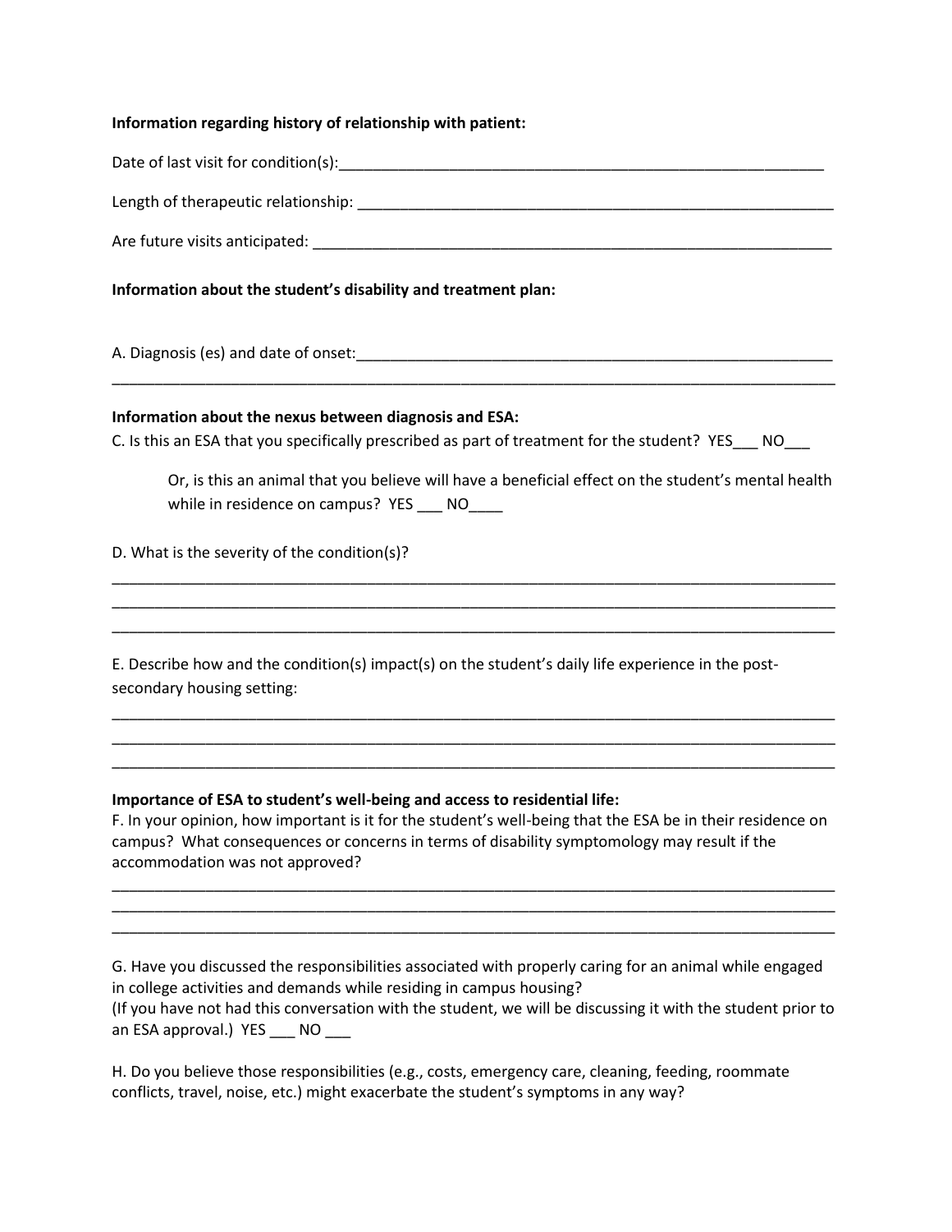**Information regarding history of relationship with patient:**

Date of last visit for condition(s):___________________________________________________________

Length of therapeutic relationship: ___________________________________________________________

Are future visits anticipated: _______________________________________________________________

**Information about the student's disability and treatment plan:**

A. Diagnosis (es) and date of onset:___________________________________________________________

_________________________________________________________________________________________

**Information about the nexus between diagnosis and ESA:**

C. Is this an ESA that you specifically prescribed as part of treatment for the student? YES___ NO___

Or, is this an animal that you believe will have a beneficial effect on the student's mental health while in residence on campus? YES ___ NO____

D. What is the severity of the condition(s)?

_________________________________________________________________________________________
_________________________________________________________________________________________
_________________________________________________________________________________________

E. Describe how and the condition(s) impact(s) on the student's daily life experience in the post-secondary housing setting:

_________________________________________________________________________________________
_________________________________________________________________________________________
_________________________________________________________________________________________

**Importance of ESA to student's well-being and access to residential life:**

F. In your opinion, how important is it for the student's well-being that the ESA be in their residence on campus? What consequences or concerns in terms of disability symptomology may result if the accommodation was not approved?

_________________________________________________________________________________________
_________________________________________________________________________________________
_________________________________________________________________________________________

G. Have you discussed the responsibilities associated with properly caring for an animal while engaged in college activities and demands while residing in campus housing?
(If you have not had this conversation with the student, we will be discussing it with the student prior to an ESA approval.) YES ___ NO ___

H. Do you believe those responsibilities (e.g., costs, emergency care, cleaning, feeding, roommate conflicts, travel, noise, etc.) might exacerbate the student's symptoms in any way?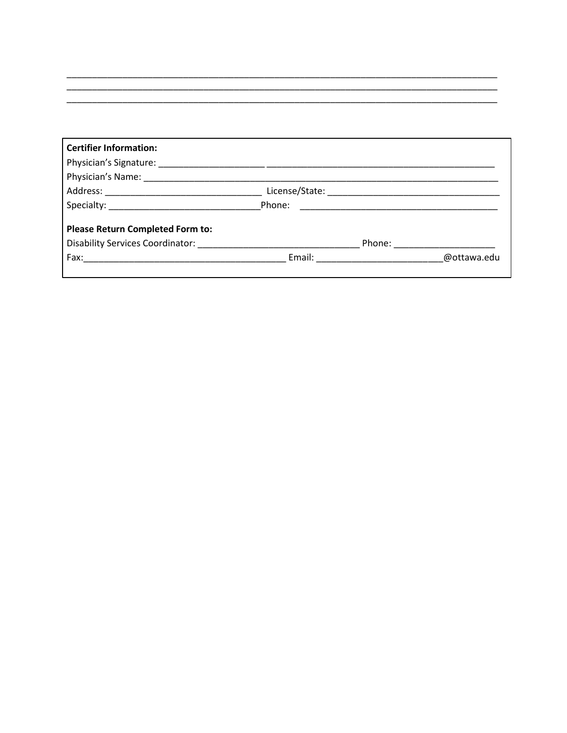\_\_\_\_\_\_\_\_\_\_\_\_\_\_\_\_\_\_\_\_\_\_\_\_\_\_\_\_\_\_\_\_\_\_\_\_\_\_\_\_\_\_\_\_\_\_\_\_\_\_\_\_\_\_\_\_\_\_\_\_\_\_\_\_\_\_\_\_\_\_\_\_\_\_\_\_\_\_\_\_\_\_\_\_

\_\_\_\_\_\_\_\_\_\_\_\_\_\_\_\_\_\_\_\_\_\_\_\_\_\_\_\_\_\_\_\_\_\_\_\_\_\_\_\_\_\_\_\_\_\_\_\_\_\_\_\_\_\_\_\_\_\_\_\_\_\_\_\_\_\_\_\_\_\_\_\_\_\_\_\_\_\_\_\_\_\_\_\_

\_\_\_\_\_\_\_\_\_\_\_\_\_\_\_\_\_\_\_\_\_\_\_\_\_\_\_\_\_\_\_\_\_\_\_\_\_\_\_\_\_\_\_\_\_\_\_\_\_\_\_\_\_\_\_\_\_\_\_\_\_\_\_\_\_\_\_\_\_\_\_\_\_\_\_\_\_\_\_\_\_\_\_\_

**Certifier Information:**

Physician's Signature: \_\_\_\_\_\_\_\_\_\_\_\_\_\_\_\_\_\_\_\_ \_\_\_\_\_\_\_\_\_\_\_\_\_\_\_\_\_\_\_\_\_\_\_\_\_\_\_\_\_\_\_\_\_\_\_\_\_\_\_\_\_\_\_\_

Physician's Name: \_\_\_\_\_\_\_\_\_\_\_\_\_\_\_\_\_\_\_\_\_\_\_\_\_\_\_\_\_\_\_\_\_\_\_\_\_\_\_\_\_\_\_\_\_\_\_\_\_\_\_\_\_\_\_\_\_\_\_\_\_\_\_\_\_

Address: \_\_\_\_\_\_\_\_\_\_\_\_\_\_\_\_\_\_\_\_\_\_\_\_\_\_\_\_\_\_ License/State: \_\_\_\_\_\_\_\_\_\_\_\_\_\_\_\_\_\_\_\_\_\_\_\_\_\_\_\_\_\_\_\_\_\_

Specialty: \_\_\_\_\_\_\_\_\_\_\_\_\_\_\_\_\_\_\_\_\_\_\_\_\_\_\_\_\_\_Phone: \_\_\_\_\_\_\_\_\_\_\_\_\_\_\_\_\_\_\_\_\_\_\_\_\_\_\_\_\_\_\_\_\_\_\_\_\_\_

**Please Return Completed Form to:**

Disability Services Coordinator: \_\_\_\_\_\_\_\_\_\_\_\_\_\_\_\_\_\_\_\_\_\_\_\_\_\_\_\_\_\_\_ Phone: \_\_\_\_\_\_\_\_\_\_\_\_\_\_\_\_\_\_\_\_

Fax:\_\_\_\_\_\_\_\_\_\_\_\_\_\_\_\_\_\_\_\_\_\_\_\_\_\_\_\_\_\_\_\_\_\_\_\_\_\_\_\_ Email: \_\_\_\_\_\_\_\_\_\_\_\_\_\_\_\_\_\_\_\_\_\_\_\_\_@ottawa.edu